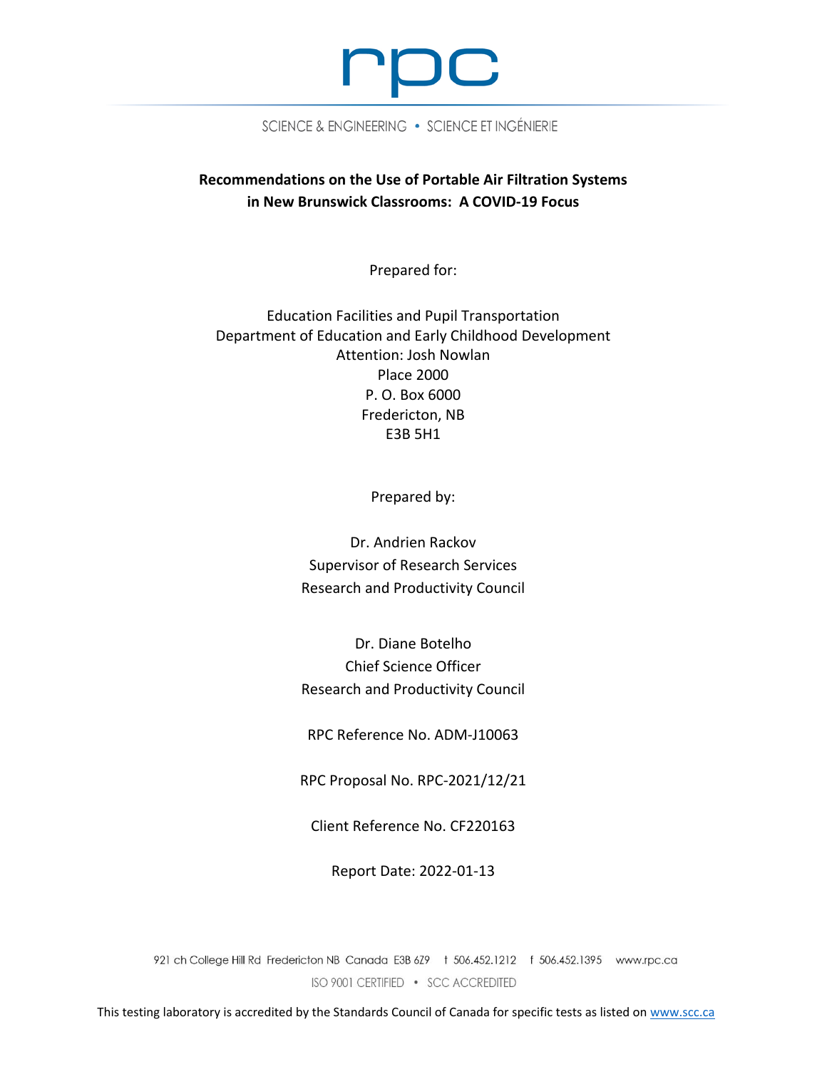rpc

SCIENCE & ENGINEERING • SCIENCE ET INGÉNIERIE

# Recommendations on the Use of Portable Air Filtration Systems in New Brunswick Classrooms: A COVID-19 Focus

Prepared for:

Education Facilities and Pupil Transportation
Department of Education and Early Childhood Development
Attention: Josh Nowlan
Place 2000
P. O. Box 6000
Fredericton, NB
E3B 5H1

Prepared by:

Dr. Andrien Rackov
Supervisor of Research Services
Research and Productivity Council

Dr. Diane Botelho
Chief Science Officer
Research and Productivity Council

RPC Reference No. ADM-J10063

RPC Proposal No. RPC-2021/12/21

Client Reference No. CF220163

Report Date: 2022-01-13

921 ch College Hill Rd Fredericton NB Canada E3B 6Z9 t 506.452.1212 f 506.452.1395 www.rpc.ca

ISO 9001 CERTIFIED • SCC ACCREDITED

This testing laboratory is accredited by the Standards Council of Canada for specific tests as listed on www.scc.ca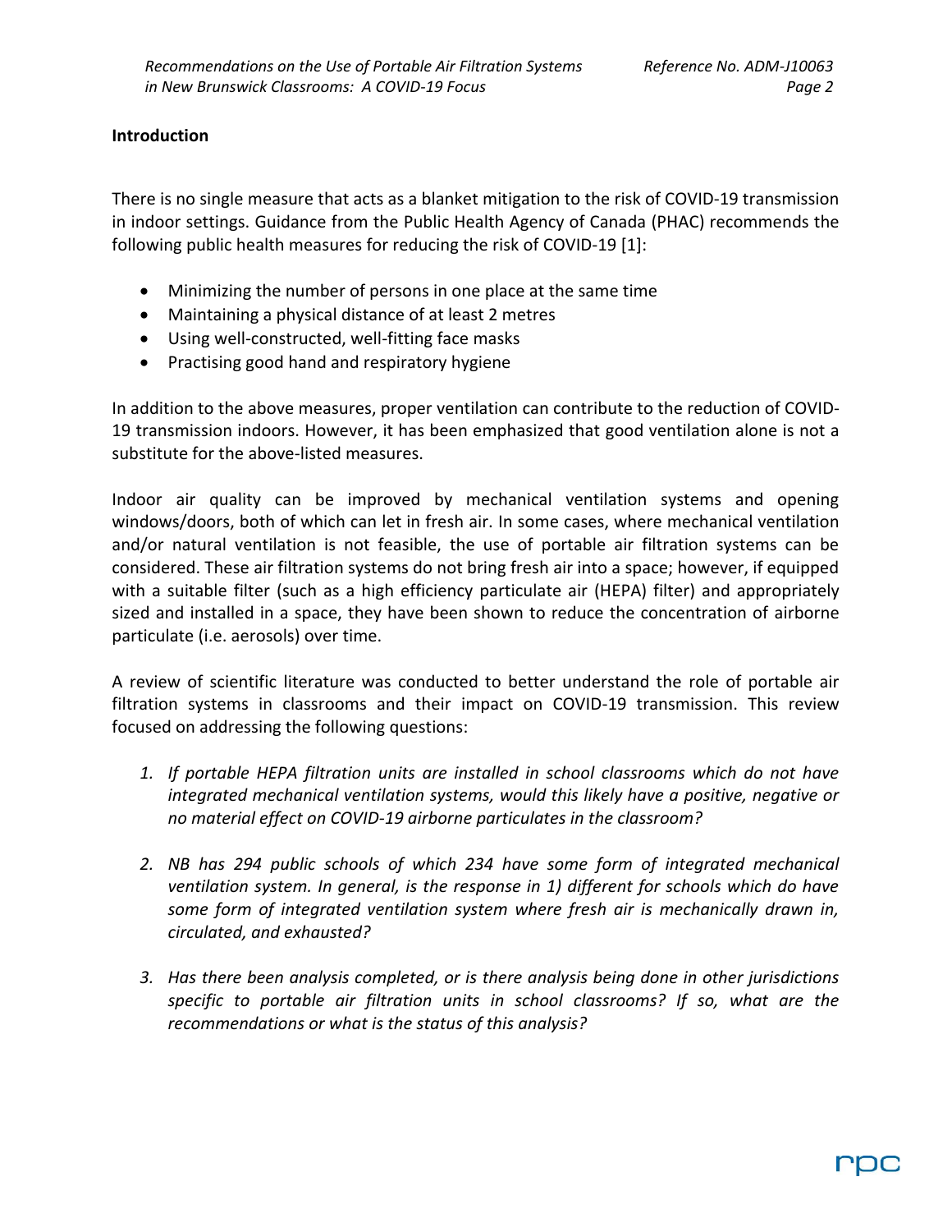## Introduction

There is no single measure that acts as a blanket mitigation to the risk of COVID-19 transmission in indoor settings. Guidance from the Public Health Agency of Canada (PHAC) recommends the following public health measures for reducing the risk of COVID-19 [1]:

- Minimizing the number of persons in one place at the same time
- Maintaining a physical distance of at least 2 metres
- Using well-constructed, well-fitting face masks
- Practising good hand and respiratory hygiene

In addition to the above measures, proper ventilation can contribute to the reduction of COVID-19 transmission indoors. However, it has been emphasized that good ventilation alone is not a substitute for the above-listed measures.

Indoor air quality can be improved by mechanical ventilation systems and opening windows/doors, both of which can let in fresh air. In some cases, where mechanical ventilation and/or natural ventilation is not feasible, the use of portable air filtration systems can be considered. These air filtration systems do not bring fresh air into a space; however, if equipped with a suitable filter (such as a high efficiency particulate air (HEPA) filter) and appropriately sized and installed in a space, they have been shown to reduce the concentration of airborne particulate (i.e. aerosols) over time.

A review of scientific literature was conducted to better understand the role of portable air filtration systems in classrooms and their impact on COVID-19 transmission. This review focused on addressing the following questions:

1. *If portable HEPA filtration units are installed in school classrooms which do not have integrated mechanical ventilation systems, would this likely have a positive, negative or no material effect on COVID-19 airborne particulates in the classroom?*

2. *NB has 294 public schools of which 234 have some form of integrated mechanical ventilation system. In general, is the response in 1) different for schools which do have some form of integrated ventilation system where fresh air is mechanically drawn in, circulated, and exhausted?*

3. *Has there been analysis completed, or is there analysis being done in other jurisdictions specific to portable air filtration units in school classrooms? If so, what are the recommendations or what is the status of this analysis?*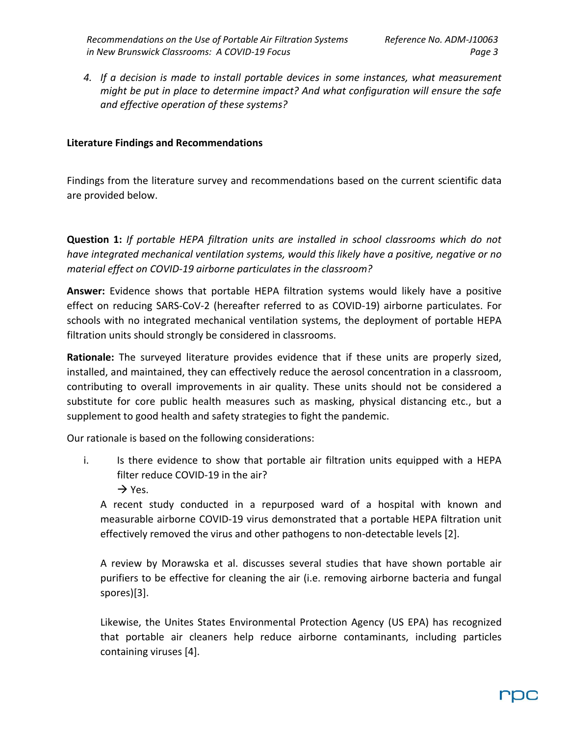4. *If a decision is made to install portable devices in some instances, what measurement might be put in place to determine impact? And what configuration will ensure the safe and effective operation of these systems?*

## Literature Findings and Recommendations

Findings from the literature survey and recommendations based on the current scientific data are provided below.

**Question 1:** *If portable HEPA filtration units are installed in school classrooms which do not have integrated mechanical ventilation systems, would this likely have a positive, negative or no material effect on COVID-19 airborne particulates in the classroom?*

**Answer:** Evidence shows that portable HEPA filtration systems would likely have a positive effect on reducing SARS-CoV-2 (hereafter referred to as COVID-19) airborne particulates. For schools with no integrated mechanical ventilation systems, the deployment of portable HEPA filtration units should strongly be considered in classrooms.

**Rationale:** The surveyed literature provides evidence that if these units are properly sized, installed, and maintained, they can effectively reduce the aerosol concentration in a classroom, contributing to overall improvements in air quality. These units should not be considered a substitute for core public health measures such as masking, physical distancing etc., but a supplement to good health and safety strategies to fight the pandemic.

Our rationale is based on the following considerations:

i. Is there evidence to show that portable air filtration units equipped with a HEPA filter reduce COVID-19 in the air?
   → Yes.

   A recent study conducted in a repurposed ward of a hospital with known and measurable airborne COVID-19 virus demonstrated that a portable HEPA filtration unit effectively removed the virus and other pathogens to non-detectable levels [2].

   A review by Morawska et al. discusses several studies that have shown portable air purifiers to be effective for cleaning the air (i.e. removing airborne bacteria and fungal spores)[3].

   Likewise, the Unites States Environmental Protection Agency (US EPA) has recognized that portable air cleaners help reduce airborne contaminants, including particles containing viruses [4].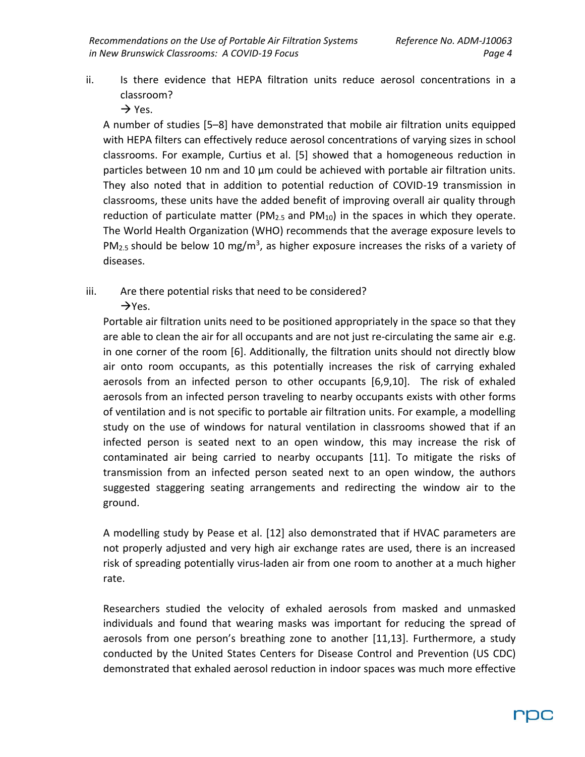ii. Is there evidence that HEPA filtration units reduce aerosol concentrations in a classroom?

→ Yes.

A number of studies [5–8] have demonstrated that mobile air filtration units equipped with HEPA filters can effectively reduce aerosol concentrations of varying sizes in school classrooms. For example, Curtius et al. [5] showed that a homogeneous reduction in particles between 10 nm and 10 µm could be achieved with portable air filtration units. They also noted that in addition to potential reduction of COVID-19 transmission in classrooms, these units have the added benefit of improving overall air quality through reduction of particulate matter ($PM_{2.5}$ and $PM_{10}$) in the spaces in which they operate. The World Health Organization (WHO) recommends that the average exposure levels to $PM_{2.5}$ should be below 10 mg/m$^3$, as higher exposure increases the risks of a variety of diseases.

iii. Are there potential risks that need to be considered?

→Yes.

Portable air filtration units need to be positioned appropriately in the space so that they are able to clean the air for all occupants and are not just re-circulating the same air e.g. in one corner of the room [6]. Additionally, the filtration units should not directly blow air onto room occupants, as this potentially increases the risk of carrying exhaled aerosols from an infected person to other occupants [6,9,10]. The risk of exhaled aerosols from an infected person traveling to nearby occupants exists with other forms of ventilation and is not specific to portable air filtration units. For example, a modelling study on the use of windows for natural ventilation in classrooms showed that if an infected person is seated next to an open window, this may increase the risk of contaminated air being carried to nearby occupants [11]. To mitigate the risks of transmission from an infected person seated next to an open window, the authors suggested staggering seating arrangements and redirecting the window air to the ground.

A modelling study by Pease et al. [12] also demonstrated that if HVAC parameters are not properly adjusted and very high air exchange rates are used, there is an increased risk of spreading potentially virus-laden air from one room to another at a much higher rate.

Researchers studied the velocity of exhaled aerosols from masked and unmasked individuals and found that wearing masks was important for reducing the spread of aerosols from one person's breathing zone to another [11,13]. Furthermore, a study conducted by the United States Centers for Disease Control and Prevention (US CDC) demonstrated that exhaled aerosol reduction in indoor spaces was much more effective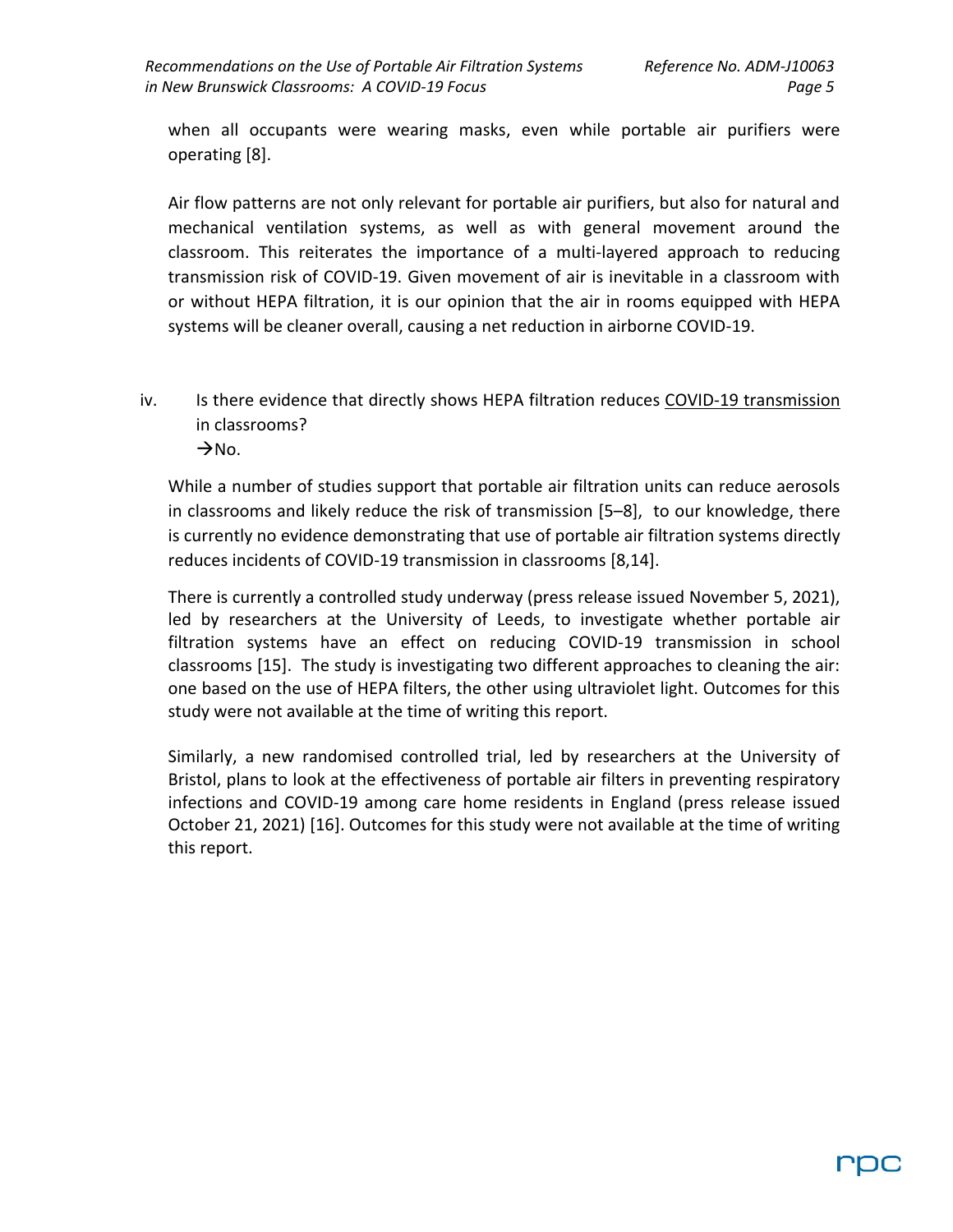when all occupants were wearing masks, even while portable air purifiers were operating [8].

Air flow patterns are not only relevant for portable air purifiers, but also for natural and mechanical ventilation systems, as well as with general movement around the classroom. This reiterates the importance of a multi-layered approach to reducing transmission risk of COVID-19. Given movement of air is inevitable in a classroom with or without HEPA filtration, it is our opinion that the air in rooms equipped with HEPA systems will be cleaner overall, causing a net reduction in airborne COVID-19.

iv. Is there evidence that directly shows HEPA filtration reduces <u>COVID-19 transmission</u> in classrooms?
→No.

While a number of studies support that portable air filtration units can reduce aerosols in classrooms and likely reduce the risk of transmission [5–8], to our knowledge, there is currently no evidence demonstrating that use of portable air filtration systems directly reduces incidents of COVID-19 transmission in classrooms [8,14].

There is currently a controlled study underway (press release issued November 5, 2021), led by researchers at the University of Leeds, to investigate whether portable air filtration systems have an effect on reducing COVID-19 transmission in school classrooms [15]. The study is investigating two different approaches to cleaning the air: one based on the use of HEPA filters, the other using ultraviolet light. Outcomes for this study were not available at the time of writing this report.

Similarly, a new randomised controlled trial, led by researchers at the University of Bristol, plans to look at the effectiveness of portable air filters in preventing respiratory infections and COVID-19 among care home residents in England (press release issued October 21, 2021) [16]. Outcomes for this study were not available at the time of writing this report.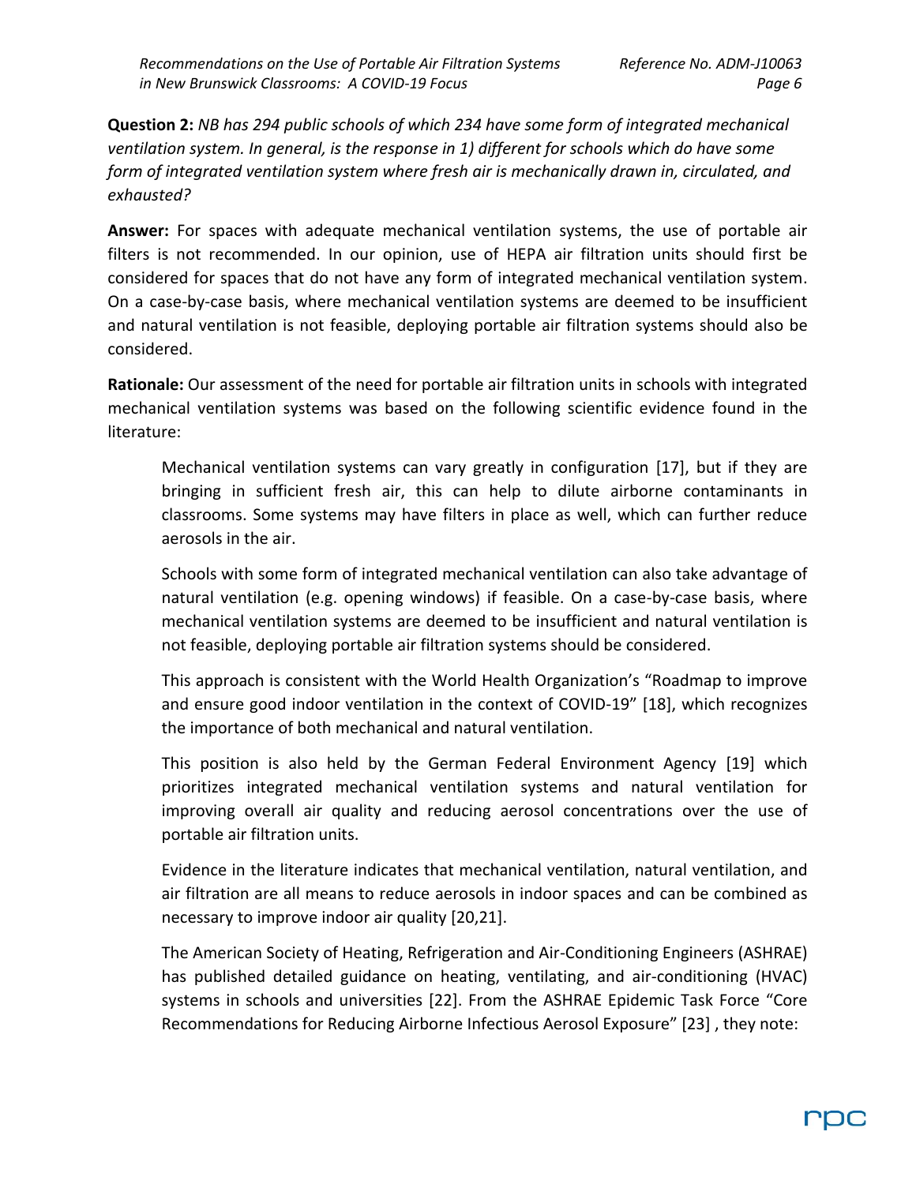**Question 2:** *NB has 294 public schools of which 234 have some form of integrated mechanical ventilation system. In general, is the response in 1) different for schools which do have some form of integrated ventilation system where fresh air is mechanically drawn in, circulated, and exhausted?*

**Answer:** For spaces with adequate mechanical ventilation systems, the use of portable air filters is not recommended. In our opinion, use of HEPA air filtration units should first be considered for spaces that do not have any form of integrated mechanical ventilation system. On a case-by-case basis, where mechanical ventilation systems are deemed to be insufficient and natural ventilation is not feasible, deploying portable air filtration systems should also be considered.

**Rationale:** Our assessment of the need for portable air filtration units in schools with integrated mechanical ventilation systems was based on the following scientific evidence found in the literature:

> Mechanical ventilation systems can vary greatly in configuration [17], but if they are bringing in sufficient fresh air, this can help to dilute airborne contaminants in classrooms. Some systems may have filters in place as well, which can further reduce aerosols in the air.
>
> Schools with some form of integrated mechanical ventilation can also take advantage of natural ventilation (e.g. opening windows) if feasible. On a case-by-case basis, where mechanical ventilation systems are deemed to be insufficient and natural ventilation is not feasible, deploying portable air filtration systems should be considered.
>
> This approach is consistent with the World Health Organization's "Roadmap to improve and ensure good indoor ventilation in the context of COVID-19" [18], which recognizes the importance of both mechanical and natural ventilation.
>
> This position is also held by the German Federal Environment Agency [19] which prioritizes integrated mechanical ventilation systems and natural ventilation for improving overall air quality and reducing aerosol concentrations over the use of portable air filtration units.
>
> Evidence in the literature indicates that mechanical ventilation, natural ventilation, and air filtration are all means to reduce aerosols in indoor spaces and can be combined as necessary to improve indoor air quality [20,21].
>
> The American Society of Heating, Refrigeration and Air-Conditioning Engineers (ASHRAE) has published detailed guidance on heating, ventilating, and air-conditioning (HVAC) systems in schools and universities [22]. From the ASHRAE Epidemic Task Force "Core Recommendations for Reducing Airborne Infectious Aerosol Exposure" [23] , they note: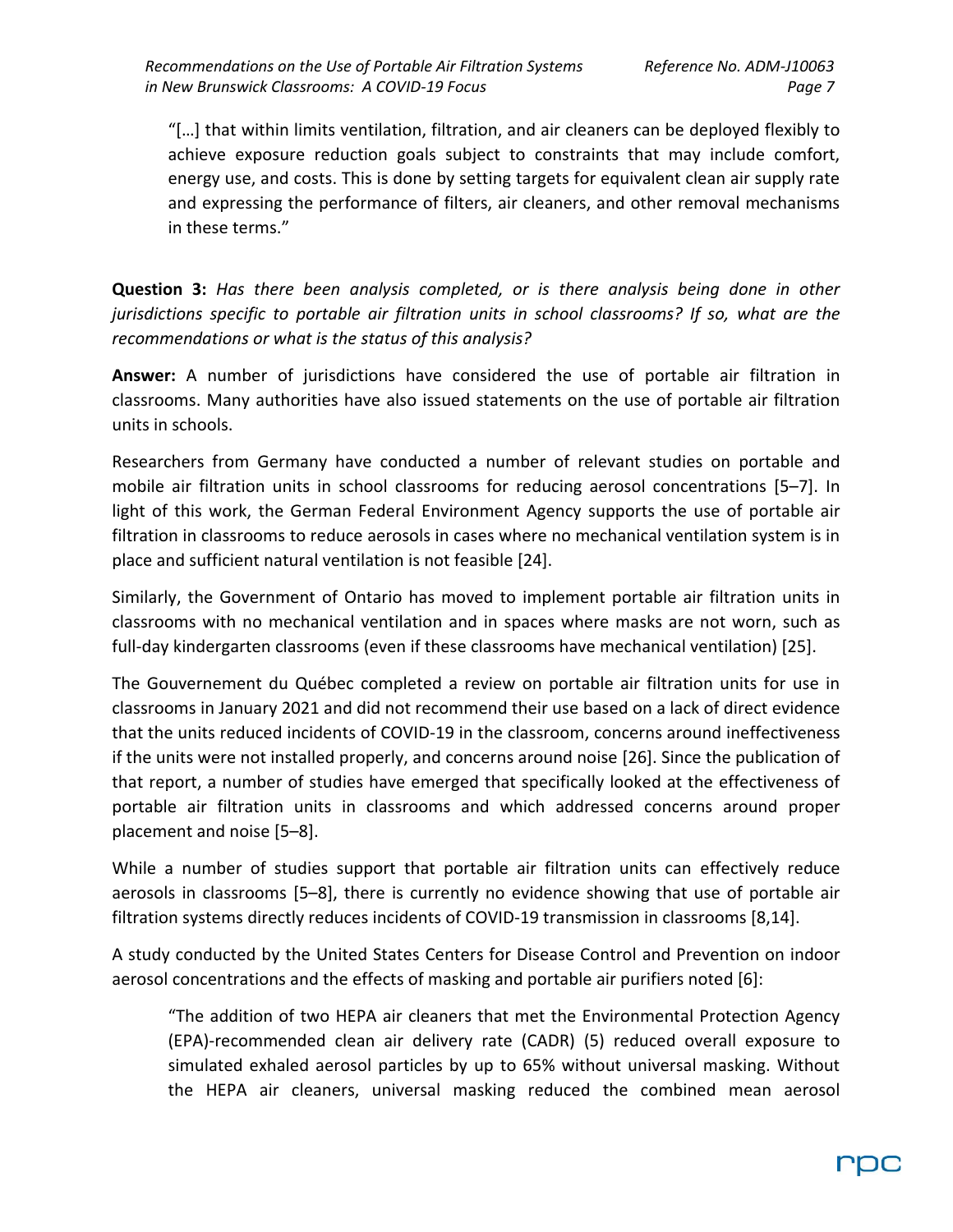> "[…] that within limits ventilation, filtration, and air cleaners can be deployed flexibly to achieve exposure reduction goals subject to constraints that may include comfort, energy use, and costs. This is done by setting targets for equivalent clean air supply rate and expressing the performance of filters, air cleaners, and other removal mechanisms in these terms."

**Question 3:** *Has there been analysis completed, or is there analysis being done in other jurisdictions specific to portable air filtration units in school classrooms? If so, what are the recommendations or what is the status of this analysis?*

**Answer:** A number of jurisdictions have considered the use of portable air filtration in classrooms. Many authorities have also issued statements on the use of portable air filtration units in schools.

Researchers from Germany have conducted a number of relevant studies on portable and mobile air filtration units in school classrooms for reducing aerosol concentrations [5–7]. In light of this work, the German Federal Environment Agency supports the use of portable air filtration in classrooms to reduce aerosols in cases where no mechanical ventilation system is in place and sufficient natural ventilation is not feasible [24].

Similarly, the Government of Ontario has moved to implement portable air filtration units in classrooms with no mechanical ventilation and in spaces where masks are not worn, such as full-day kindergarten classrooms (even if these classrooms have mechanical ventilation) [25].

The Gouvernement du Québec completed a review on portable air filtration units for use in classrooms in January 2021 and did not recommend their use based on a lack of direct evidence that the units reduced incidents of COVID-19 in the classroom, concerns around ineffectiveness if the units were not installed properly, and concerns around noise [26]. Since the publication of that report, a number of studies have emerged that specifically looked at the effectiveness of portable air filtration units in classrooms and which addressed concerns around proper placement and noise [5–8].

While a number of studies support that portable air filtration units can effectively reduce aerosols in classrooms [5–8], there is currently no evidence showing that use of portable air filtration systems directly reduces incidents of COVID-19 transmission in classrooms [8,14].

A study conducted by the United States Centers for Disease Control and Prevention on indoor aerosol concentrations and the effects of masking and portable air purifiers noted [6]:

> "The addition of two HEPA air cleaners that met the Environmental Protection Agency (EPA)-recommended clean air delivery rate (CADR) (5) reduced overall exposure to simulated exhaled aerosol particles by up to 65% without universal masking. Without the HEPA air cleaners, universal masking reduced the combined mean aerosol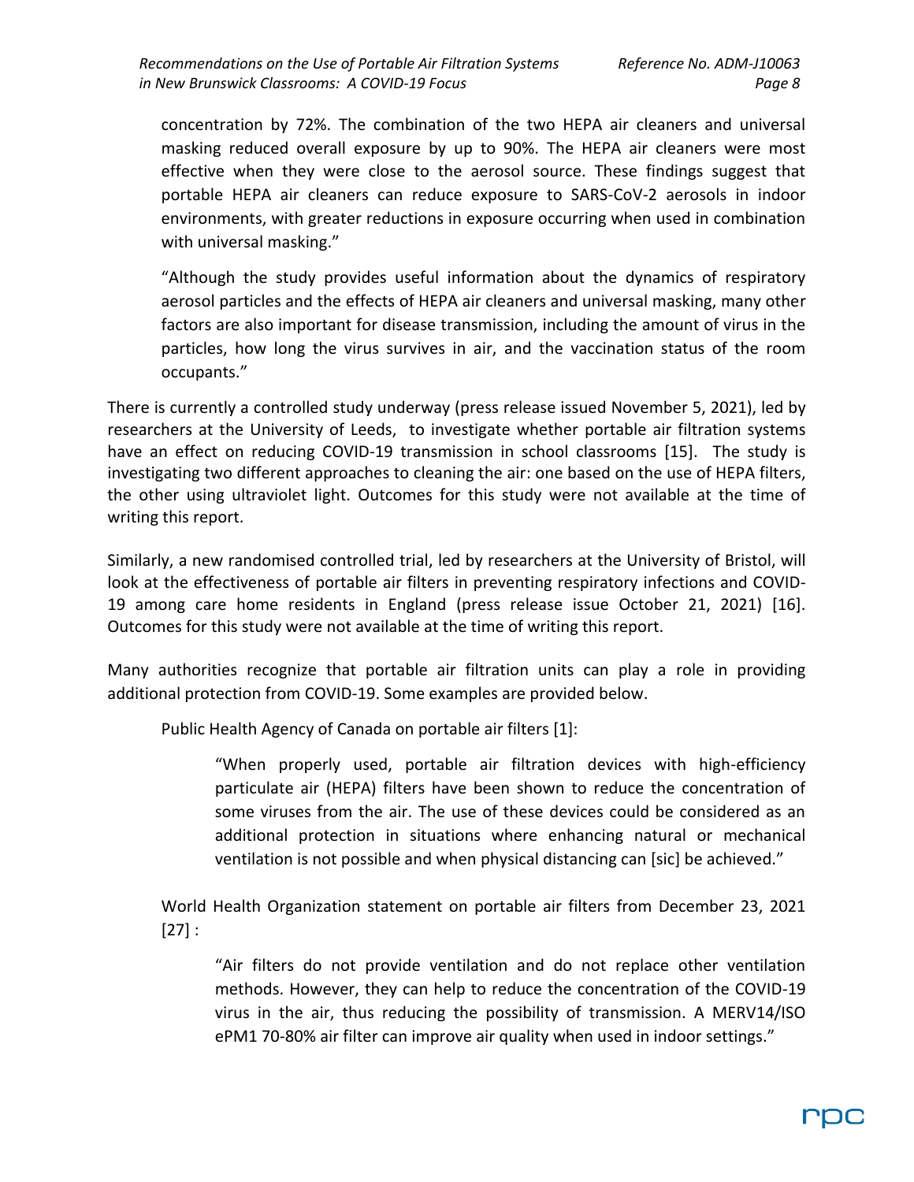concentration by 72%. The combination of the two HEPA air cleaners and universal masking reduced overall exposure by up to 90%. The HEPA air cleaners were most effective when they were close to the aerosol source. These findings suggest that portable HEPA air cleaners can reduce exposure to SARS-CoV-2 aerosols in indoor environments, with greater reductions in exposure occurring when used in combination with universal masking."

> "Although the study provides useful information about the dynamics of respiratory aerosol particles and the effects of HEPA air cleaners and universal masking, many other factors are also important for disease transmission, including the amount of virus in the particles, how long the virus survives in air, and the vaccination status of the room occupants."

There is currently a controlled study underway (press release issued November 5, 2021), led by researchers at the University of Leeds, to investigate whether portable air filtration systems have an effect on reducing COVID-19 transmission in school classrooms [15]. The study is investigating two different approaches to cleaning the air: one based on the use of HEPA filters, the other using ultraviolet light. Outcomes for this study were not available at the time of writing this report.

Similarly, a new randomised controlled trial, led by researchers at the University of Bristol, will look at the effectiveness of portable air filters in preventing respiratory infections and COVID-19 among care home residents in England (press release issue October 21, 2021) [16]. Outcomes for this study were not available at the time of writing this report.

Many authorities recognize that portable air filtration units can play a role in providing additional protection from COVID-19. Some examples are provided below.

Public Health Agency of Canada on portable air filters [1]:

> "When properly used, portable air filtration devices with high-efficiency particulate air (HEPA) filters have been shown to reduce the concentration of some viruses from the air. The use of these devices could be considered as an additional protection in situations where enhancing natural or mechanical ventilation is not possible and when physical distancing can [sic] be achieved."

World Health Organization statement on portable air filters from December 23, 2021 [27] :

> "Air filters do not provide ventilation and do not replace other ventilation methods. However, they can help to reduce the concentration of the COVID-19 virus in the air, thus reducing the possibility of transmission. A MERV14/ISO ePM1 70-80% air filter can improve air quality when used in indoor settings."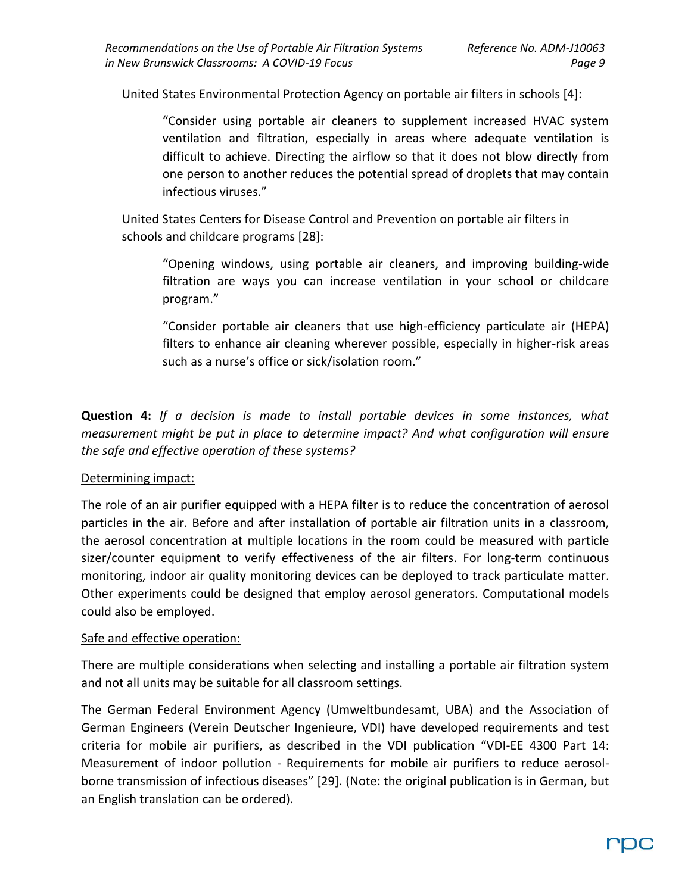United States Environmental Protection Agency on portable air filters in schools [4]:

> "Consider using portable air cleaners to supplement increased HVAC system ventilation and filtration, especially in areas where adequate ventilation is difficult to achieve. Directing the airflow so that it does not blow directly from one person to another reduces the potential spread of droplets that may contain infectious viruses."

United States Centers for Disease Control and Prevention on portable air filters in schools and childcare programs [28]:

> "Opening windows, using portable air cleaners, and improving building-wide filtration are ways you can increase ventilation in your school or childcare program."
>
> "Consider portable air cleaners that use high-efficiency particulate air (HEPA) filters to enhance air cleaning wherever possible, especially in higher-risk areas such as a nurse's office or sick/isolation room."

**Question 4:** *If a decision is made to install portable devices in some instances, what measurement might be put in place to determine impact? And what configuration will ensure the safe and effective operation of these systems?*

<u>Determining impact:</u>

The role of an air purifier equipped with a HEPA filter is to reduce the concentration of aerosol particles in the air. Before and after installation of portable air filtration units in a classroom, the aerosol concentration at multiple locations in the room could be measured with particle sizer/counter equipment to verify effectiveness of the air filters. For long-term continuous monitoring, indoor air quality monitoring devices can be deployed to track particulate matter. Other experiments could be designed that employ aerosol generators. Computational models could also be employed.

<u>Safe and effective operation:</u>

There are multiple considerations when selecting and installing a portable air filtration system and not all units may be suitable for all classroom settings.

The German Federal Environment Agency (Umweltbundesamt, UBA) and the Association of German Engineers (Verein Deutscher Ingenieure, VDI) have developed requirements and test criteria for mobile air purifiers, as described in the VDI publication "VDI-EE 4300 Part 14: Measurement of indoor pollution - Requirements for mobile air purifiers to reduce aerosol-borne transmission of infectious diseases" [29]. (Note: the original publication is in German, but an English translation can be ordered).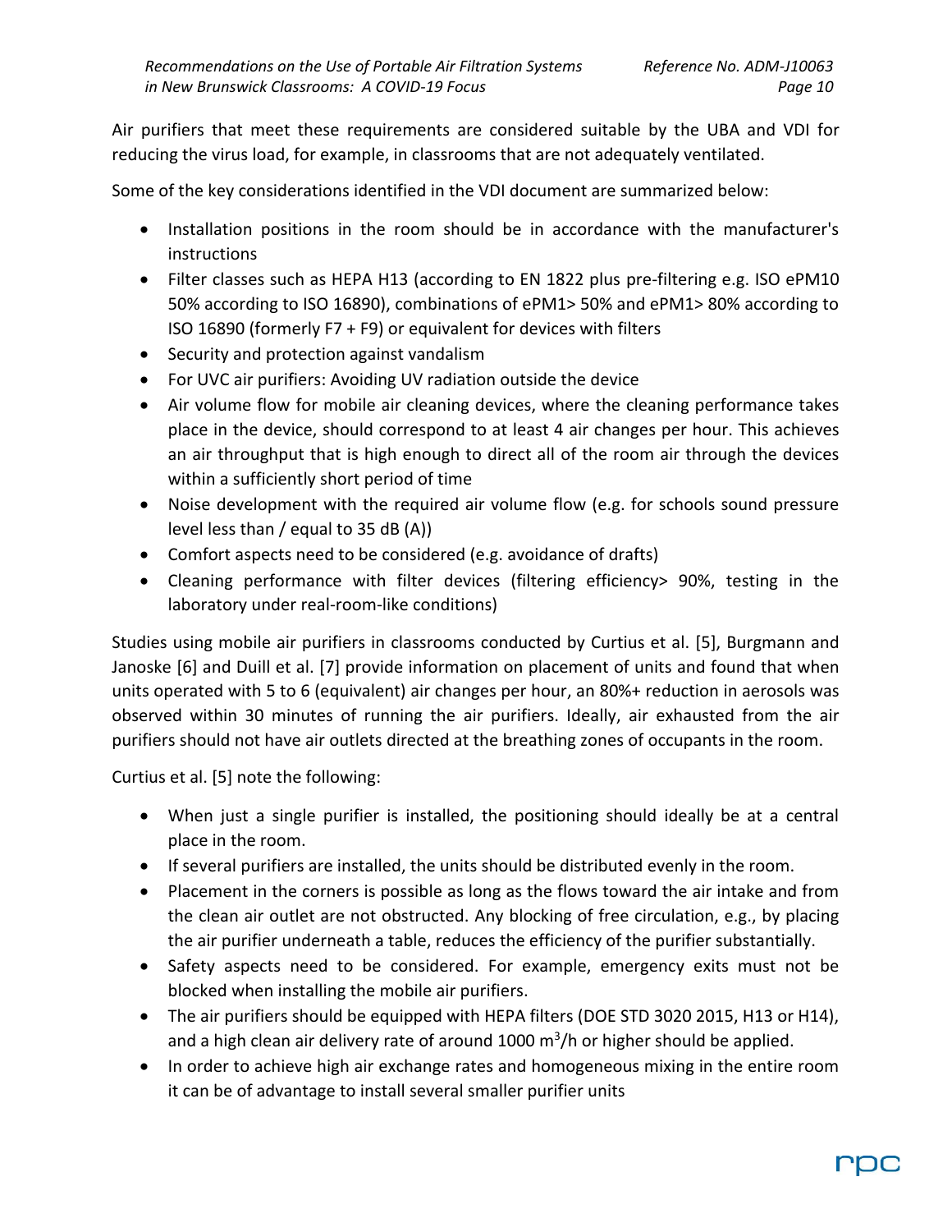Air purifiers that meet these requirements are considered suitable by the UBA and VDI for reducing the virus load, for example, in classrooms that are not adequately ventilated.

Some of the key considerations identified in the VDI document are summarized below:

- Installation positions in the room should be in accordance with the manufacturer's instructions
- Filter classes such as HEPA H13 (according to EN 1822 plus pre-filtering e.g. ISO ePM10 50% according to ISO 16890), combinations of ePM1> 50% and ePM1> 80% according to ISO 16890 (formerly F7 + F9) or equivalent for devices with filters
- Security and protection against vandalism
- For UVC air purifiers: Avoiding UV radiation outside the device
- Air volume flow for mobile air cleaning devices, where the cleaning performance takes place in the device, should correspond to at least 4 air changes per hour. This achieves an air throughput that is high enough to direct all of the room air through the devices within a sufficiently short period of time
- Noise development with the required air volume flow (e.g. for schools sound pressure level less than / equal to 35 dB (A))
- Comfort aspects need to be considered (e.g. avoidance of drafts)
- Cleaning performance with filter devices (filtering efficiency> 90%, testing in the laboratory under real-room-like conditions)

Studies using mobile air purifiers in classrooms conducted by Curtius et al. [5], Burgmann and Janoske [6] and Duill et al. [7] provide information on placement of units and found that when units operated with 5 to 6 (equivalent) air changes per hour, an 80%+ reduction in aerosols was observed within 30 minutes of running the air purifiers. Ideally, air exhausted from the air purifiers should not have air outlets directed at the breathing zones of occupants in the room.

Curtius et al. [5] note the following:

- When just a single purifier is installed, the positioning should ideally be at a central place in the room.
- If several purifiers are installed, the units should be distributed evenly in the room.
- Placement in the corners is possible as long as the flows toward the air intake and from the clean air outlet are not obstructed. Any blocking of free circulation, e.g., by placing the air purifier underneath a table, reduces the efficiency of the purifier substantially.
- Safety aspects need to be considered. For example, emergency exits must not be blocked when installing the mobile air purifiers.
- The air purifiers should be equipped with HEPA filters (DOE STD 3020 2015, H13 or H14), and a high clean air delivery rate of around 1000 $m^3/h$ or higher should be applied.
- In order to achieve high air exchange rates and homogeneous mixing in the entire room it can be of advantage to install several smaller purifier units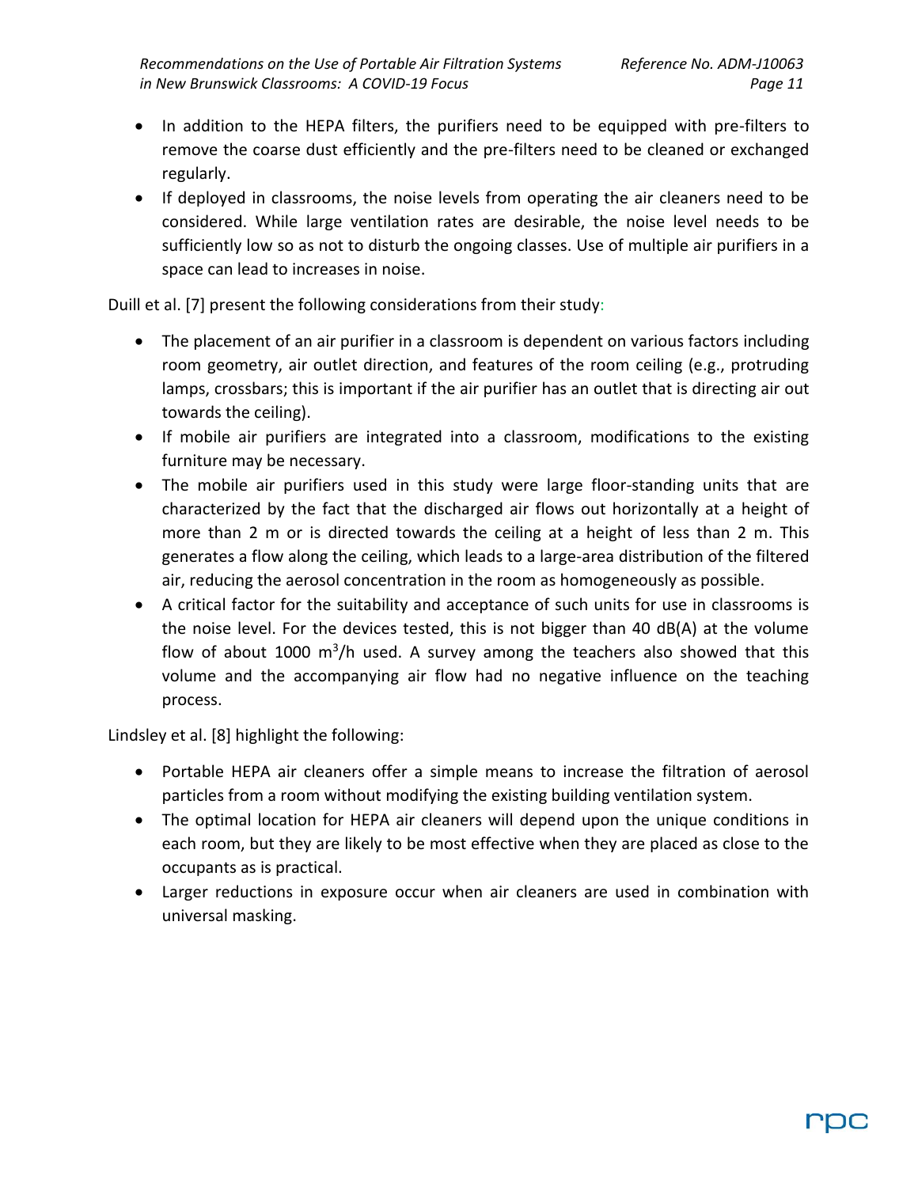- In addition to the HEPA filters, the purifiers need to be equipped with pre-filters to remove the coarse dust efficiently and the pre-filters need to be cleaned or exchanged regularly.
- If deployed in classrooms, the noise levels from operating the air cleaners need to be considered. While large ventilation rates are desirable, the noise level needs to be sufficiently low so as not to disturb the ongoing classes. Use of multiple air purifiers in a space can lead to increases in noise.

Duill et al. [7] present the following considerations from their study:

- The placement of an air purifier in a classroom is dependent on various factors including room geometry, air outlet direction, and features of the room ceiling (e.g., protruding lamps, crossbars; this is important if the air purifier has an outlet that is directing air out towards the ceiling).
- If mobile air purifiers are integrated into a classroom, modifications to the existing furniture may be necessary.
- The mobile air purifiers used in this study were large floor-standing units that are characterized by the fact that the discharged air flows out horizontally at a height of more than 2 m or is directed towards the ceiling at a height of less than 2 m. This generates a flow along the ceiling, which leads to a large-area distribution of the filtered air, reducing the aerosol concentration in the room as homogeneously as possible.
- A critical factor for the suitability and acceptance of such units for use in classrooms is the noise level. For the devices tested, this is not bigger than 40 dB(A) at the volume flow of about 1000 $m^3/h$ used. A survey among the teachers also showed that this volume and the accompanying air flow had no negative influence on the teaching process.

Lindsley et al. [8] highlight the following:

- Portable HEPA air cleaners offer a simple means to increase the filtration of aerosol particles from a room without modifying the existing building ventilation system.
- The optimal location for HEPA air cleaners will depend upon the unique conditions in each room, but they are likely to be most effective when they are placed as close to the occupants as is practical.
- Larger reductions in exposure occur when air cleaners are used in combination with universal masking.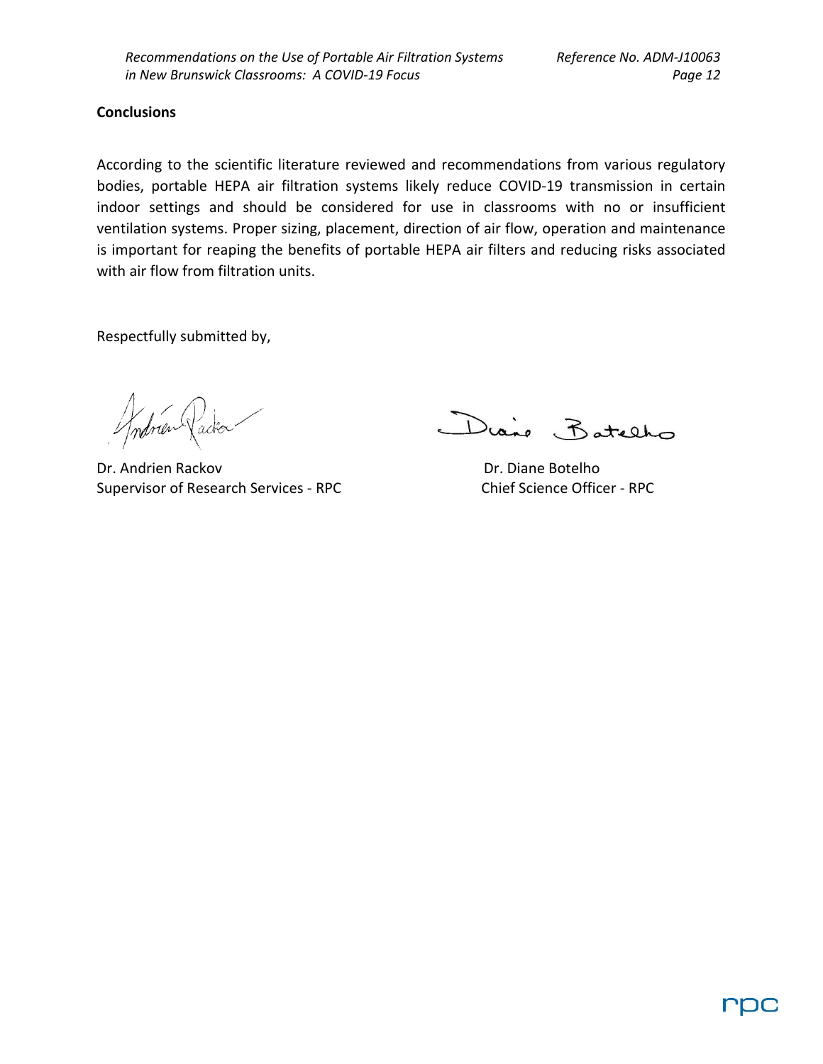## Conclusions

According to the scientific literature reviewed and recommendations from various regulatory bodies, portable HEPA air filtration systems likely reduce COVID-19 transmission in certain indoor settings and should be considered for use in classrooms with no or insufficient ventilation systems. Proper sizing, placement, direction of air flow, operation and maintenance is important for reaping the benefits of portable HEPA air filters and reducing risks associated with air flow from filtration units.

Respectfully submitted by,

| | |
|---|---|
| Dr. Andrien Rackov | Dr. Diane Botelho |
| Supervisor of Research Services - RPC | Chief Science Officer - RPC |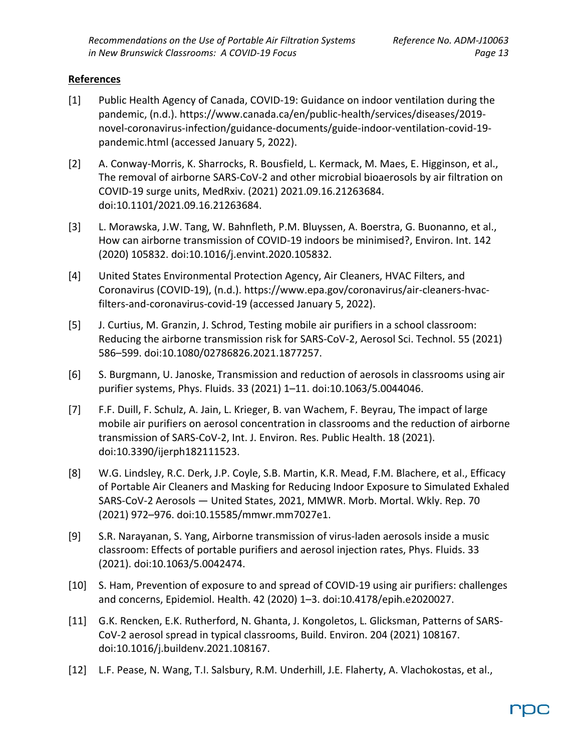**References**

[1] Public Health Agency of Canada, COVID-19: Guidance on indoor ventilation during the pandemic, (n.d.). https://www.canada.ca/en/public-health/services/diseases/2019-novel-coronavirus-infection/guidance-documents/guide-indoor-ventilation-covid-19-pandemic.html (accessed January 5, 2022).

[2] A. Conway-Morris, K. Sharrocks, R. Bousfield, L. Kermack, M. Maes, E. Higginson, et al., The removal of airborne SARS-CoV-2 and other microbial bioaerosols by air filtration on COVID-19 surge units, MedRxiv. (2021) 2021.09.16.21263684. doi:10.1101/2021.09.16.21263684.

[3] L. Morawska, J.W. Tang, W. Bahnfleth, P.M. Bluyssen, A. Boerstra, G. Buonanno, et al., How can airborne transmission of COVID-19 indoors be minimised?, Environ. Int. 142 (2020) 105832. doi:10.1016/j.envint.2020.105832.

[4] United States Environmental Protection Agency, Air Cleaners, HVAC Filters, and Coronavirus (COVID-19), (n.d.). https://www.epa.gov/coronavirus/air-cleaners-hvac-filters-and-coronavirus-covid-19 (accessed January 5, 2022).

[5] J. Curtius, M. Granzin, J. Schrod, Testing mobile air purifiers in a school classroom: Reducing the airborne transmission risk for SARS-CoV-2, Aerosol Sci. Technol. 55 (2021) 586–599. doi:10.1080/02786826.2021.1877257.

[6] S. Burgmann, U. Janoske, Transmission and reduction of aerosols in classrooms using air purifier systems, Phys. Fluids. 33 (2021) 1–11. doi:10.1063/5.0044046.

[7] F.F. Duill, F. Schulz, A. Jain, L. Krieger, B. van Wachem, F. Beyrau, The impact of large mobile air purifiers on aerosol concentration in classrooms and the reduction of airborne transmission of SARS-CoV-2, Int. J. Environ. Res. Public Health. 18 (2021). doi:10.3390/ijerph182111523.

[8] W.G. Lindsley, R.C. Derk, J.P. Coyle, S.B. Martin, K.R. Mead, F.M. Blachere, et al., Efficacy of Portable Air Cleaners and Masking for Reducing Indoor Exposure to Simulated Exhaled SARS-CoV-2 Aerosols — United States, 2021, MMWR. Morb. Mortal. Wkly. Rep. 70 (2021) 972–976. doi:10.15585/mmwr.mm7027e1.

[9] S.R. Narayanan, S. Yang, Airborne transmission of virus-laden aerosols inside a music classroom: Effects of portable purifiers and aerosol injection rates, Phys. Fluids. 33 (2021). doi:10.1063/5.0042474.

[10] S. Ham, Prevention of exposure to and spread of COVID-19 using air purifiers: challenges and concerns, Epidemiol. Health. 42 (2020) 1–3. doi:10.4178/epih.e2020027.

[11] G.K. Rencken, E.K. Rutherford, N. Ghanta, J. Kongoletos, L. Glicksman, Patterns of SARS-CoV-2 aerosol spread in typical classrooms, Build. Environ. 204 (2021) 108167. doi:10.1016/j.buildenv.2021.108167.

[12] L.F. Pease, N. Wang, T.I. Salsbury, R.M. Underhill, J.E. Flaherty, A. Vlachokostas, et al.,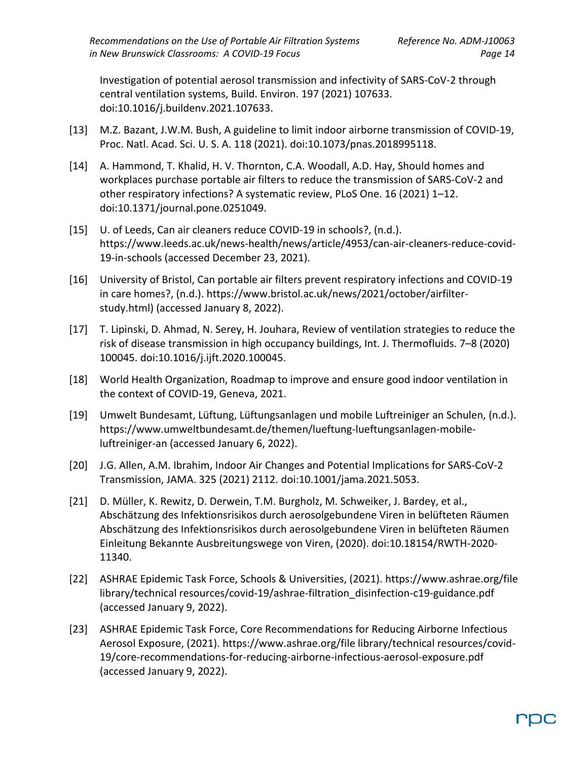Investigation of potential aerosol transmission and infectivity of SARS-CoV-2 through central ventilation systems, Build. Environ. 197 (2021) 107633. doi:10.1016/j.buildenv.2021.107633.

[13] M.Z. Bazant, J.W.M. Bush, A guideline to limit indoor airborne transmission of COVID-19, Proc. Natl. Acad. Sci. U. S. A. 118 (2021). doi:10.1073/pnas.2018995118.

[14] A. Hammond, T. Khalid, H. V. Thornton, C.A. Woodall, A.D. Hay, Should homes and workplaces purchase portable air filters to reduce the transmission of SARS-CoV-2 and other respiratory infections? A systematic review, PLoS One. 16 (2021) 1–12. doi:10.1371/journal.pone.0251049.

[15] U. of Leeds, Can air cleaners reduce COVID-19 in schools?, (n.d.). https://www.leeds.ac.uk/news-health/news/article/4953/can-air-cleaners-reduce-covid-19-in-schools (accessed December 23, 2021).

[16] University of Bristol, Can portable air filters prevent respiratory infections and COVID-19 in care homes?, (n.d.). https://www.bristol.ac.uk/news/2021/october/airfilter-study.html) (accessed January 8, 2022).

[17] T. Lipinski, D. Ahmad, N. Serey, H. Jouhara, Review of ventilation strategies to reduce the risk of disease transmission in high occupancy buildings, Int. J. Thermofluids. 7–8 (2020) 100045. doi:10.1016/j.ijft.2020.100045.

[18] World Health Organization, Roadmap to improve and ensure good indoor ventilation in the context of COVID-19, Geneva, 2021.

[19] Umwelt Bundesamt, Lüftung, Lüftungsanlagen und mobile Luftreiniger an Schulen, (n.d.). https://www.umweltbundesamt.de/themen/lueftung-lueftungsanlagen-mobile-luftreiniger-an (accessed January 6, 2022).

[20] J.G. Allen, A.M. Ibrahim, Indoor Air Changes and Potential Implications for SARS-CoV-2 Transmission, JAMA. 325 (2021) 2112. doi:10.1001/jama.2021.5053.

[21] D. Müller, K. Rewitz, D. Derwein, T.M. Burgholz, M. Schweiker, J. Bardey, et al., Abschätzung des Infektionsrisikos durch aerosolgebundene Viren in belüfteten Räumen Abschätzung des Infektionsrisikos durch aerosolgebundene Viren in belüfteten Räumen Einleitung Bekannte Ausbreitungswege von Viren, (2020). doi:10.18154/RWTH-2020-11340.

[22] ASHRAE Epidemic Task Force, Schools & Universities, (2021). https://www.ashrae.org/file library/technical resources/covid-19/ashrae-filtration_disinfection-c19-guidance.pdf (accessed January 9, 2022).

[23] ASHRAE Epidemic Task Force, Core Recommendations for Reducing Airborne Infectious Aerosol Exposure, (2021). https://www.ashrae.org/file library/technical resources/covid-19/core-recommendations-for-reducing-airborne-infectious-aerosol-exposure.pdf (accessed January 9, 2022).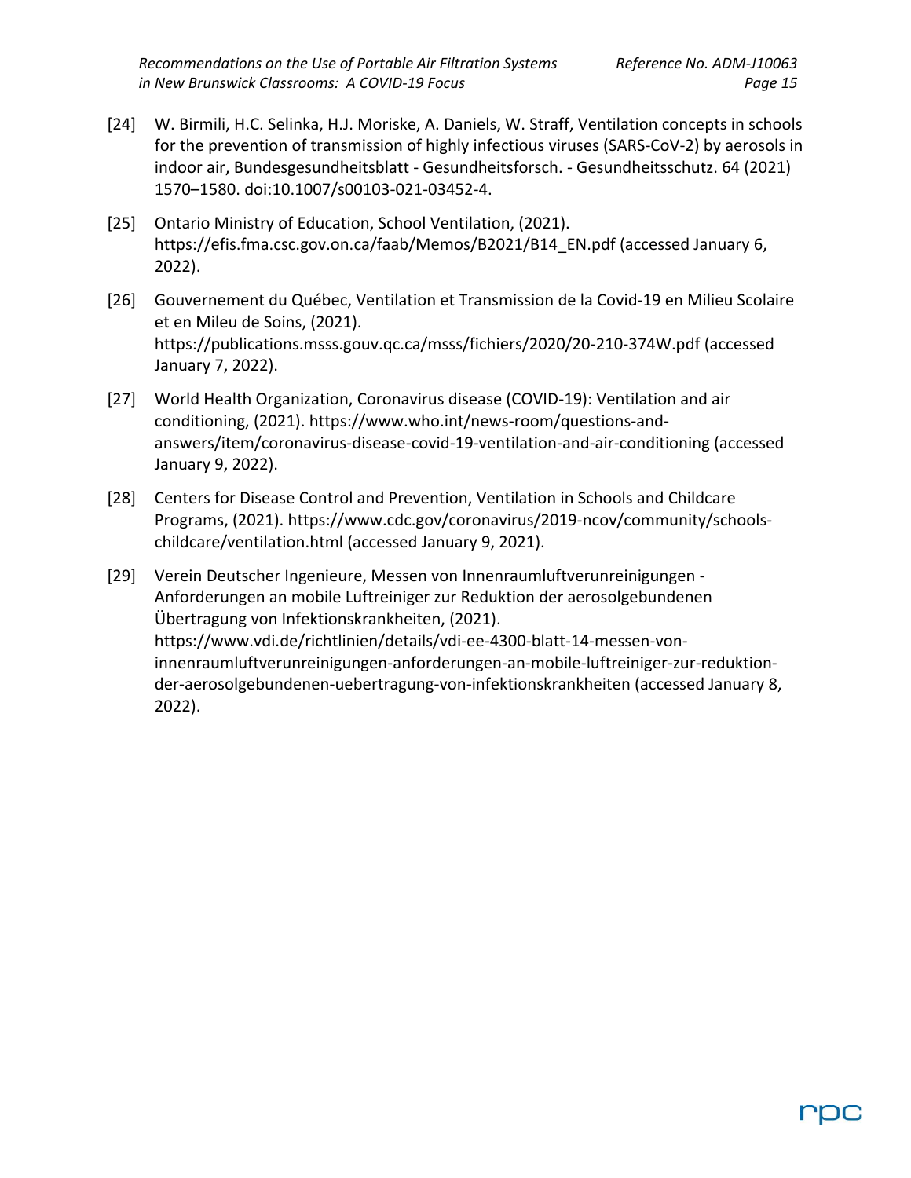[24] W. Birmili, H.C. Selinka, H.J. Moriske, A. Daniels, W. Straff, Ventilation concepts in schools for the prevention of transmission of highly infectious viruses (SARS-CoV-2) by aerosols in indoor air, Bundesgesundheitsblatt - Gesundheitsforsch. - Gesundheitsschutz. 64 (2021) 1570–1580. doi:10.1007/s00103-021-03452-4.

[25] Ontario Ministry of Education, School Ventilation, (2021). https://efis.fma.csc.gov.on.ca/faab/Memos/B2021/B14_EN.pdf (accessed January 6, 2022).

[26] Gouvernement du Québec, Ventilation et Transmission de la Covid-19 en Milieu Scolaire et en Mileu de Soins, (2021). https://publications.msss.gouv.qc.ca/msss/fichiers/2020/20-210-374W.pdf (accessed January 7, 2022).

[27] World Health Organization, Coronavirus disease (COVID-19): Ventilation and air conditioning, (2021). https://www.who.int/news-room/questions-and-answers/item/coronavirus-disease-covid-19-ventilation-and-air-conditioning (accessed January 9, 2022).

[28] Centers for Disease Control and Prevention, Ventilation in Schools and Childcare Programs, (2021). https://www.cdc.gov/coronavirus/2019-ncov/community/schools-childcare/ventilation.html (accessed January 9, 2021).

[29] Verein Deutscher Ingenieure, Messen von Innenraumluftverunreinigungen - Anforderungen an mobile Luftreiniger zur Reduktion der aerosolgebundenen Übertragung von Infektionskrankheiten, (2021). https://www.vdi.de/richtlinien/details/vdi-ee-4300-blatt-14-messen-von-innenraumluftverunreinigungen-anforderungen-an-mobile-luftreiniger-zur-reduktion-der-aerosolgebundenen-uebertragung-von-infektionskrankheiten (accessed January 8, 2022).